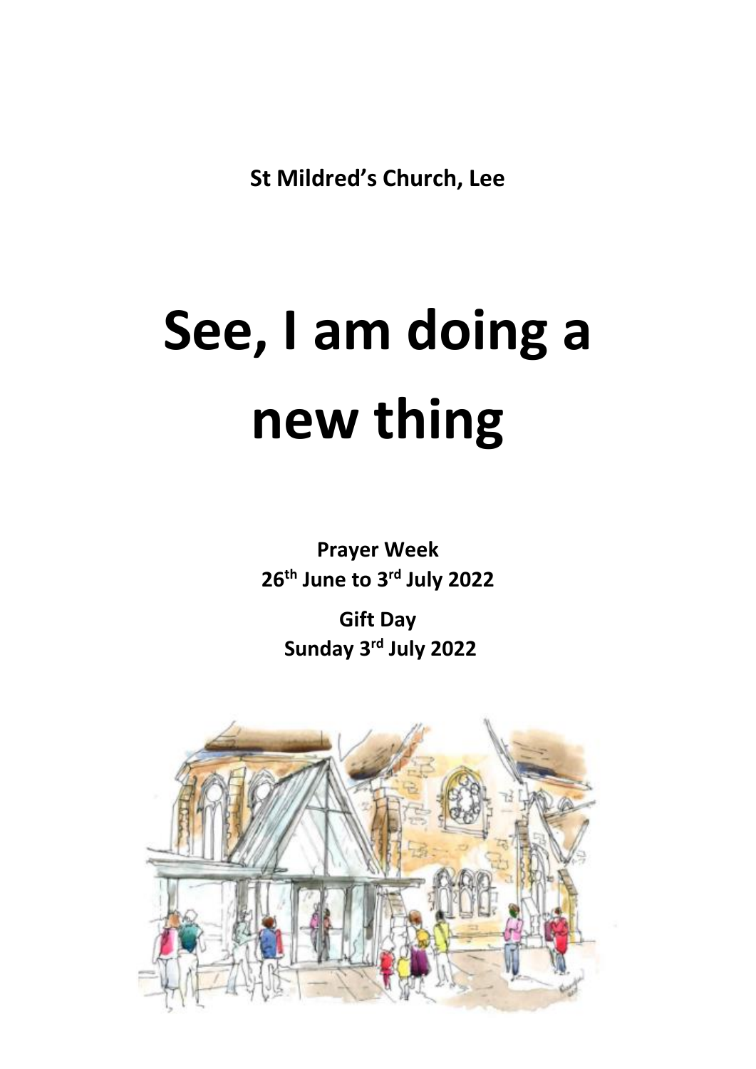**St Mildred's Church, Lee**

# See, I am doing a new thing

**Prayer Week**
**26th June to 3rd July 2022**

**Gift Day**
**Sunday 3rd July 2022**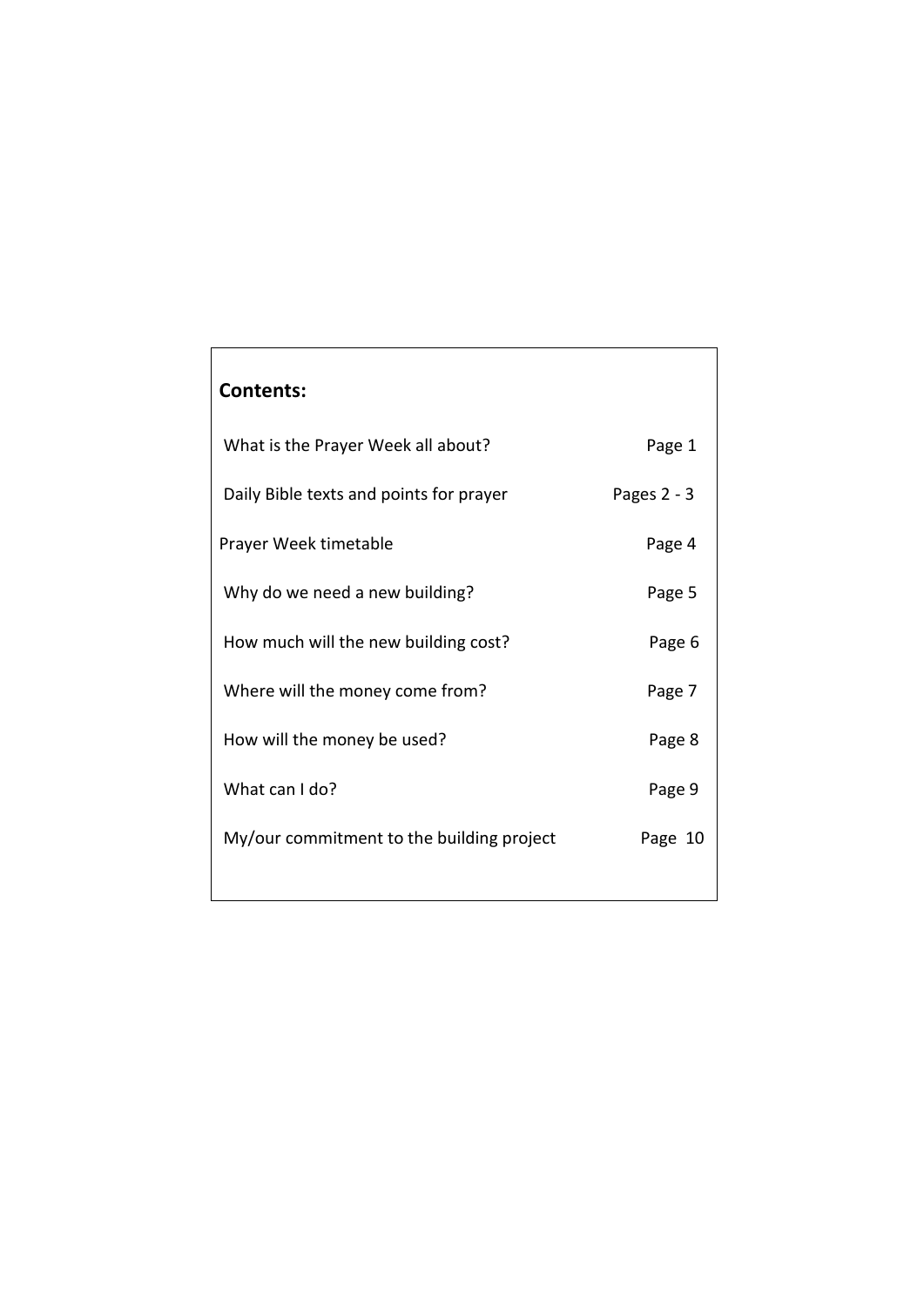## Contents:

| | |
|---|---|
| What is the Prayer Week all about? | Page 1 |
| Daily Bible texts and points for prayer | Pages 2 - 3 |
| Prayer Week timetable | Page 4 |
| Why do we need a new building? | Page 5 |
| How much will the new building cost? | Page 6 |
| Where will the money come from? | Page 7 |
| How will the money be used? | Page 8 |
| What can I do? | Page 9 |
| My/our commitment to the building project | Page 10 |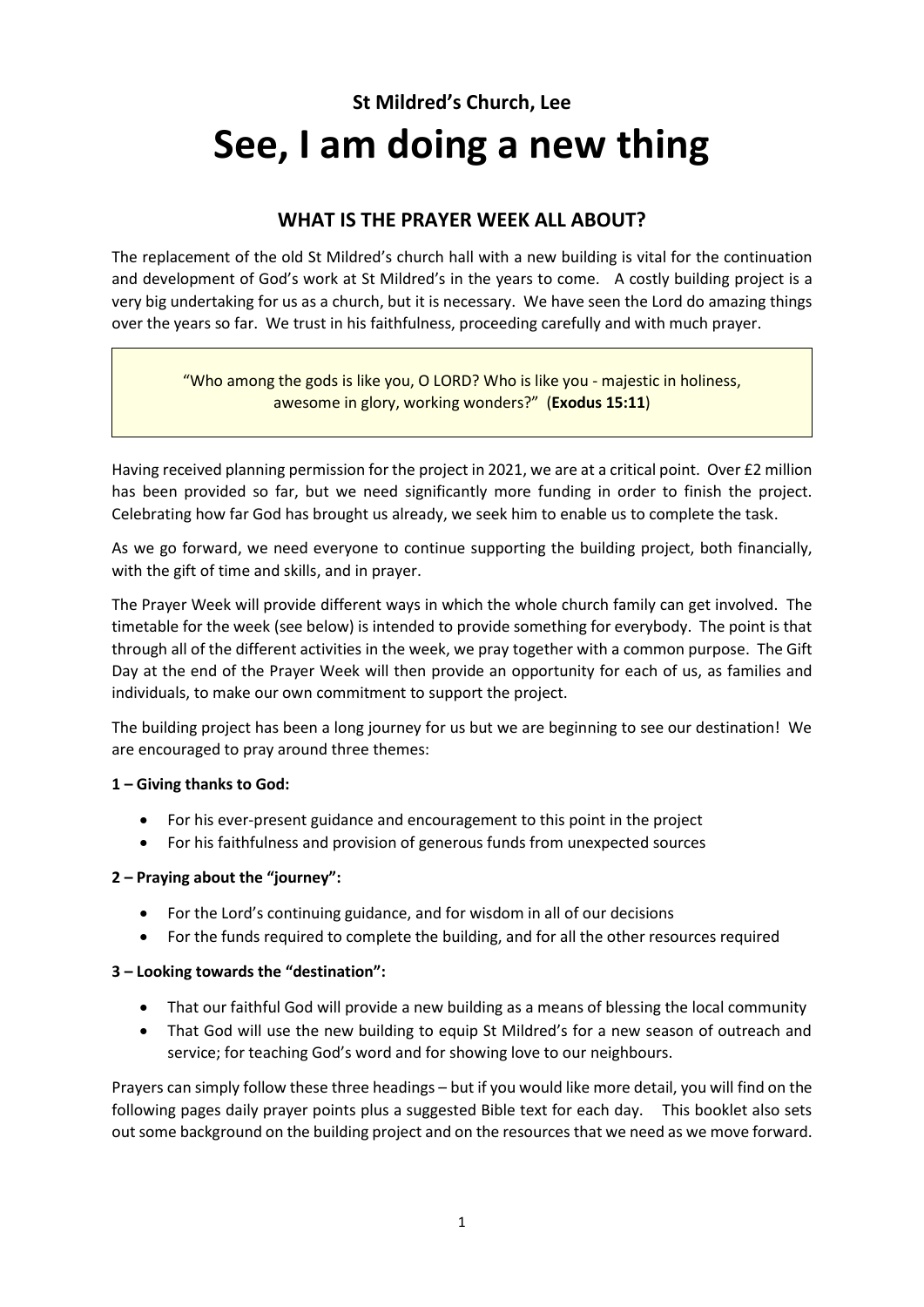**St Mildred's Church, Lee**

# See, I am doing a new thing

## WHAT IS THE PRAYER WEEK ALL ABOUT?

The replacement of the old St Mildred's church hall with a new building is vital for the continuation and development of God's work at St Mildred's in the years to come. A costly building project is a very big undertaking for us as a church, but it is necessary. We have seen the Lord do amazing things over the years so far. We trust in his faithfulness, proceeding carefully and with much prayer.

> "Who among the gods is like you, O LORD? Who is like you - majestic in holiness, awesome in glory, working wonders?" (**Exodus 15:11**)

Having received planning permission for the project in 2021, we are at a critical point. Over £2 million has been provided so far, but we need significantly more funding in order to finish the project. Celebrating how far God has brought us already, we seek him to enable us to complete the task.

As we go forward, we need everyone to continue supporting the building project, both financially, with the gift of time and skills, and in prayer.

The Prayer Week will provide different ways in which the whole church family can get involved. The timetable for the week (see below) is intended to provide something for everybody. The point is that through all of the different activities in the week, we pray together with a common purpose. The Gift Day at the end of the Prayer Week will then provide an opportunity for each of us, as families and individuals, to make our own commitment to support the project.

The building project has been a long journey for us but we are beginning to see our destination! We are encouraged to pray around three themes:

**1 – Giving thanks to God:**

- For his ever-present guidance and encouragement to this point in the project
- For his faithfulness and provision of generous funds from unexpected sources

**2 – Praying about the "journey":**

- For the Lord's continuing guidance, and for wisdom in all of our decisions
- For the funds required to complete the building, and for all the other resources required

**3 – Looking towards the "destination":**

- That our faithful God will provide a new building as a means of blessing the local community
- That God will use the new building to equip St Mildred's for a new season of outreach and service; for teaching God's word and for showing love to our neighbours.

Prayers can simply follow these three headings – but if you would like more detail, you will find on the following pages daily prayer points plus a suggested Bible text for each day. This booklet also sets out some background on the building project and on the resources that we need as we move forward.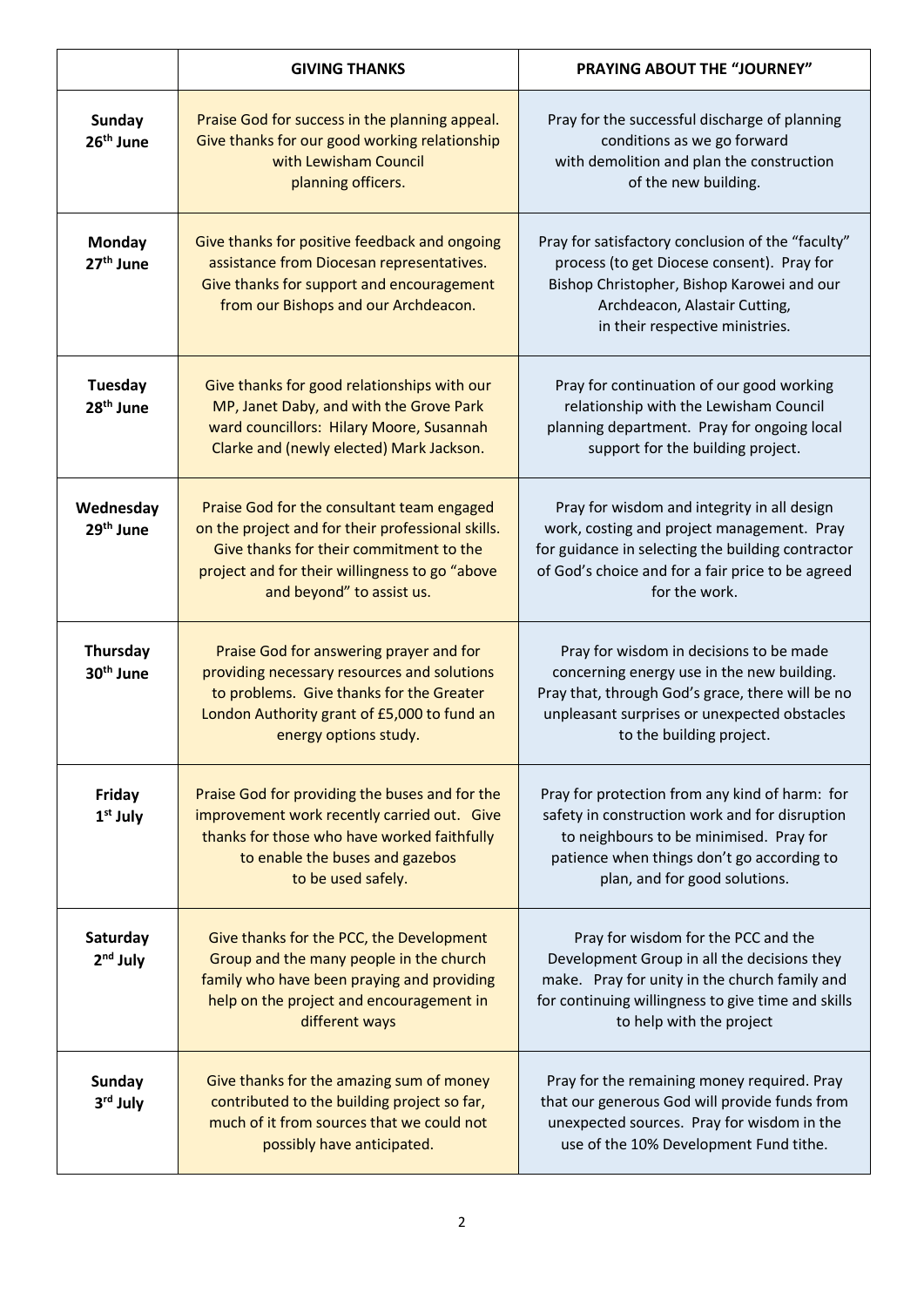| | GIVING THANKS | PRAYING ABOUT THE "JOURNEY" |
|---|---|---|
| **Sunday 26th June** | Praise God for success in the planning appeal. Give thanks for our good working relationship with Lewisham Council planning officers. | Pray for the successful discharge of planning conditions as we go forward with demolition and plan the construction of the new building. |
| **Monday 27th June** | Give thanks for positive feedback and ongoing assistance from Diocesan representatives. Give thanks for support and encouragement from our Bishops and our Archdeacon. | Pray for satisfactory conclusion of the "faculty" process (to get Diocese consent). Pray for Bishop Christopher, Bishop Karowei and our Archdeacon, Alastair Cutting, in their respective ministries. |
| **Tuesday 28th June** | Give thanks for good relationships with our MP, Janet Daby, and with the Grove Park ward councillors: Hilary Moore, Susannah Clarke and (newly elected) Mark Jackson. | Pray for continuation of our good working relationship with the Lewisham Council planning department. Pray for ongoing local support for the building project. |
| **Wednesday 29th June** | Praise God for the consultant team engaged on the project and for their professional skills. Give thanks for their commitment to the project and for their willingness to go "above and beyond" to assist us. | Pray for wisdom and integrity in all design work, costing and project management. Pray for guidance in selecting the building contractor of God's choice and for a fair price to be agreed for the work. |
| **Thursday 30th June** | Praise God for answering prayer and for providing necessary resources and solutions to problems. Give thanks for the Greater London Authority grant of £5,000 to fund an energy options study. | Pray for wisdom in decisions to be made concerning energy use in the new building. Pray that, through God's grace, there will be no unpleasant surprises or unexpected obstacles to the building project. |
| **Friday 1st July** | Praise God for providing the buses and for the improvement work recently carried out. Give thanks for those who have worked faithfully to enable the buses and gazebos to be used safely. | Pray for protection from any kind of harm: for safety in construction work and for disruption to neighbours to be minimised. Pray for patience when things don't go according to plan, and for good solutions. |
| **Saturday 2nd July** | Give thanks for the PCC, the Development Group and the many people in the church family who have been praying and providing help on the project and encouragement in different ways | Pray for wisdom for the PCC and the Development Group in all the decisions they make. Pray for unity in the church family and for continuing willingness to give time and skills to help with the project |
| **Sunday 3rd July** | Give thanks for the amazing sum of money contributed to the building project so far, much of it from sources that we could not possibly have anticipated. | Pray for the remaining money required. Pray that our generous God will provide funds from unexpected sources. Pray for wisdom in the use of the 10% Development Fund tithe. |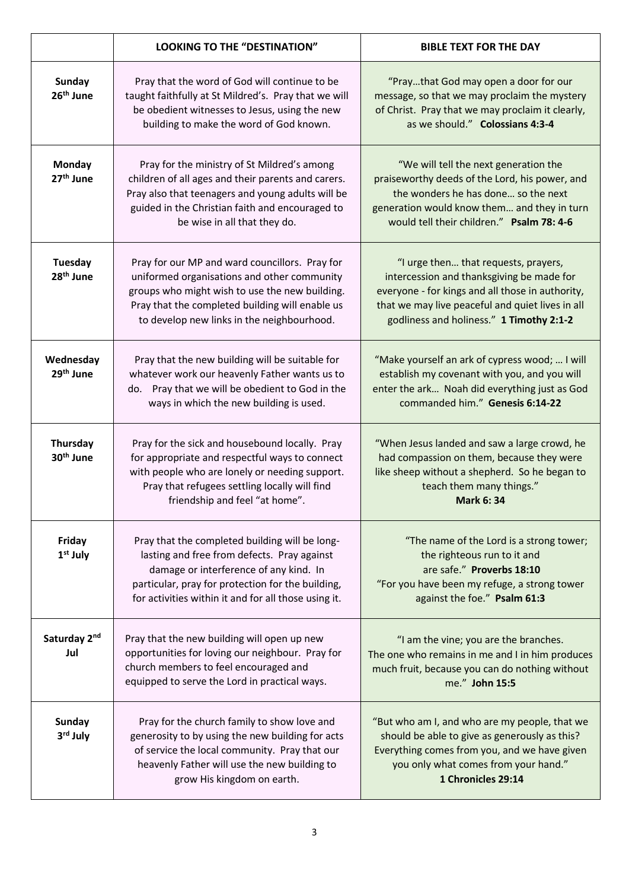| | LOOKING TO THE "DESTINATION" | BIBLE TEXT FOR THE DAY |
|---|---|---|
| **Sunday 26th June** | Pray that the word of God will continue to be taught faithfully at St Mildred's. Pray that we will be obedient witnesses to Jesus, using the new building to make the word of God known. | "Pray…that God may open a door for our message, so that we may proclaim the mystery of Christ. Pray that we may proclaim it clearly, as we should." **Colossians 4:3-4** |
| **Monday 27th June** | Pray for the ministry of St Mildred's among children of all ages and their parents and carers. Pray also that teenagers and young adults will be guided in the Christian faith and encouraged to be wise in all that they do. | "We will tell the next generation the praiseworthy deeds of the Lord, his power, and the wonders he has done… so the next generation would know them… and they in turn would tell their children." **Psalm 78: 4-6** |
| **Tuesday 28th June** | Pray for our MP and ward councillors. Pray for uniformed organisations and other community groups who might wish to use the new building. Pray that the completed building will enable us to develop new links in the neighbourhood. | "I urge then… that requests, prayers, intercession and thanksgiving be made for everyone - for kings and all those in authority, that we may live peaceful and quiet lives in all godliness and holiness." **1 Timothy 2:1-2** |
| **Wednesday 29th June** | Pray that the new building will be suitable for whatever work our heavenly Father wants us to do. Pray that we will be obedient to God in the ways in which the new building is used. | "Make yourself an ark of cypress wood; … I will establish my covenant with you, and you will enter the ark… Noah did everything just as God commanded him." **Genesis 6:14-22** |
| **Thursday 30th June** | Pray for the sick and housebound locally. Pray for appropriate and respectful ways to connect with people who are lonely or needing support. Pray that refugees settling locally will find friendship and feel "at home". | "When Jesus landed and saw a large crowd, he had compassion on them, because they were like sheep without a shepherd. So he began to teach them many things." **Mark 6: 34** |
| **Friday 1st July** | Pray that the completed building will be long-lasting and free from defects. Pray against damage or interference of any kind. In particular, pray for protection for the building, for activities within it and for all those using it. | "The name of the Lord is a strong tower; the righteous run to it and are safe." **Proverbs 18:10** "For you have been my refuge, a strong tower against the foe." **Psalm 61:3** |
| **Saturday 2nd Jul** | Pray that the new building will open up new opportunities for loving our neighbour. Pray for church members to feel encouraged and equipped to serve the Lord in practical ways. | "I am the vine; you are the branches. The one who remains in me and I in him produces much fruit, because you can do nothing without me." **John 15:5** |
| **Sunday 3rd July** | Pray for the church family to show love and generosity to by using the new building for acts of service the local community. Pray that our heavenly Father will use the new building to grow His kingdom on earth. | "But who am I, and who are my people, that we should be able to give as generously as this? Everything comes from you, and we have given you only what comes from your hand." **1 Chronicles 29:14** |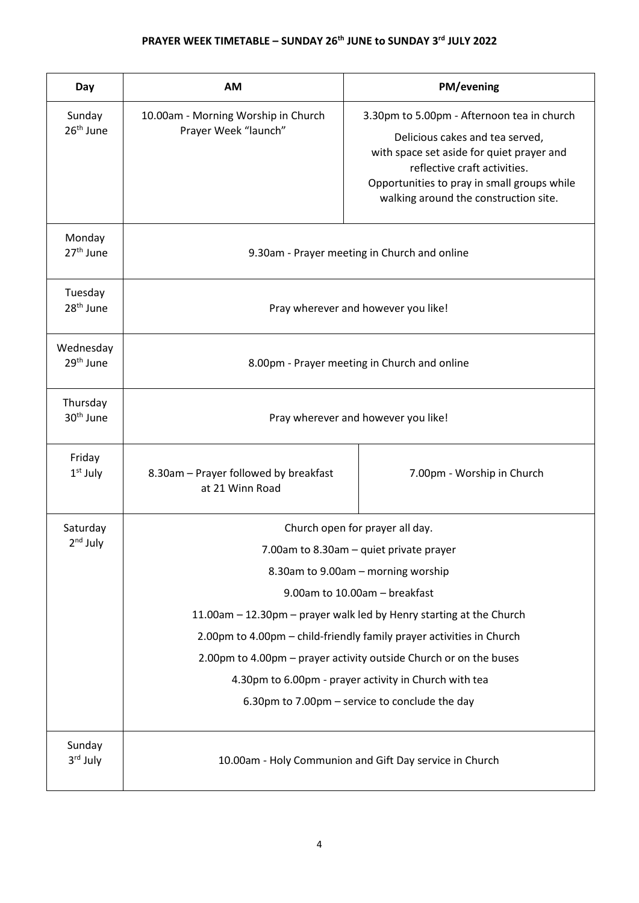# PRAYER WEEK TIMETABLE – SUNDAY 26th JUNE to SUNDAY 3rd JULY 2022

| Day | AM | PM/evening |
| --- | --- | --- |
| Sunday 26th June | 10.00am - Morning Worship in Church Prayer Week "launch" | 3.30pm to 5.00pm - Afternoon tea in church<br>Delicious cakes and tea served, with space set aside for quiet prayer and reflective craft activities.<br>Opportunities to pray in small groups while walking around the construction site. |
| Monday 27th June | 9.30am - Prayer meeting in Church and online | |
| Tuesday 28th June | Pray wherever and however you like! | |
| Wednesday 29th June | 8.00pm - Prayer meeting in Church and online | |
| Thursday 30th June | Pray wherever and however you like! | |
| Friday 1st July | 8.30am – Prayer followed by breakfast at 21 Winn Road | 7.00pm - Worship in Church |
| Saturday 2nd July | Church open for prayer all day.<br>7.00am to 8.30am – quiet private prayer<br>8.30am to 9.00am – morning worship<br>9.00am to 10.00am – breakfast<br>11.00am – 12.30pm – prayer walk led by Henry starting at the Church<br>2.00pm to 4.00pm – child-friendly family prayer activities in Church<br>2.00pm to 4.00pm – prayer activity outside Church or on the buses<br>4.30pm to 6.00pm - prayer activity in Church with tea<br>6.30pm to 7.00pm – service to conclude the day | |
| Sunday 3rd July | 10.00am - Holy Communion and Gift Day service in Church | |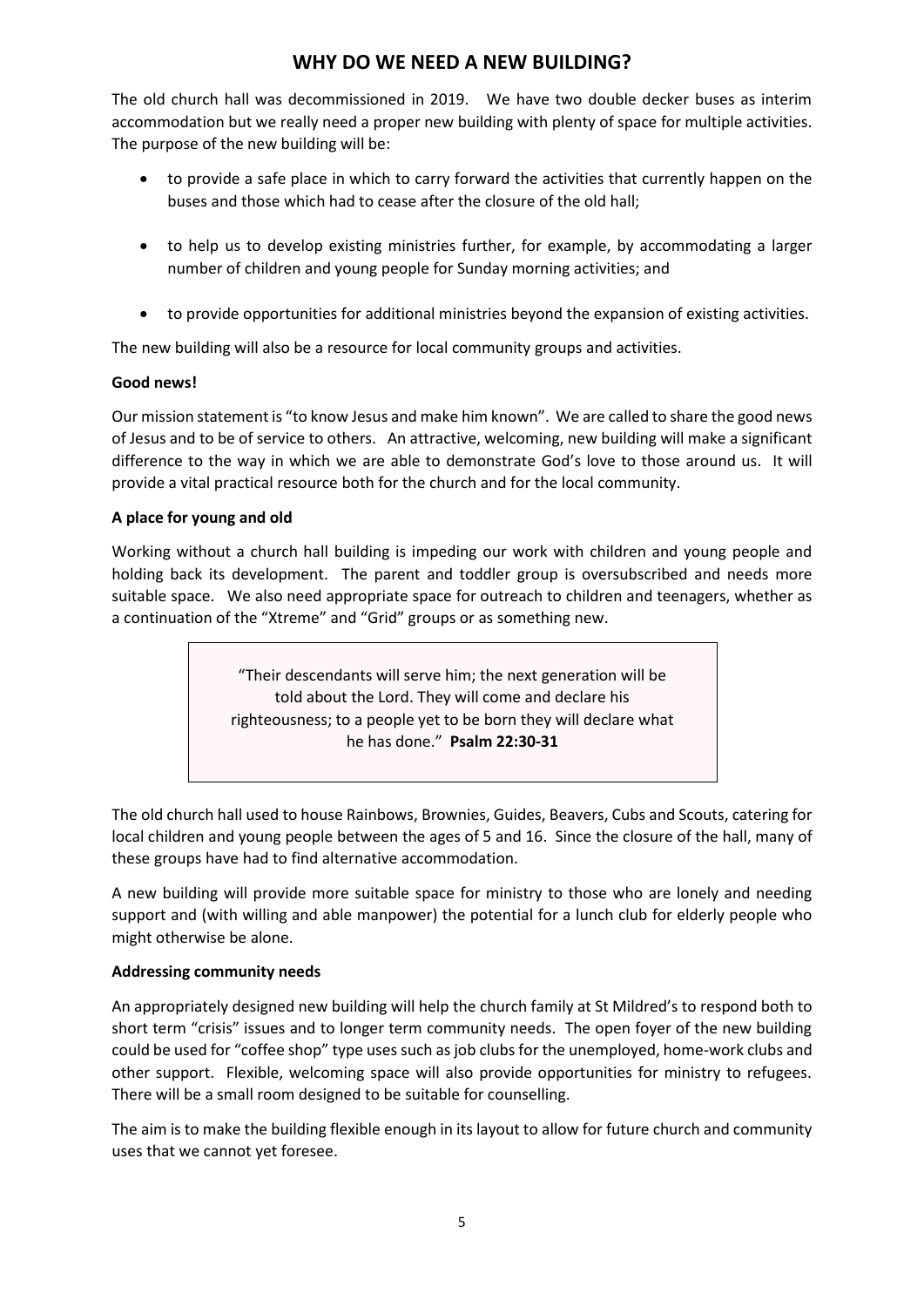# WHY DO WE NEED A NEW BUILDING?

The old church hall was decommissioned in 2019. We have two double decker buses as interim accommodation but we really need a proper new building with plenty of space for multiple activities. The purpose of the new building will be:

- to provide a safe place in which to carry forward the activities that currently happen on the buses and those which had to cease after the closure of the old hall;
- to help us to develop existing ministries further, for example, by accommodating a larger number of children and young people for Sunday morning activities; and
- to provide opportunities for additional ministries beyond the expansion of existing activities.

The new building will also be a resource for local community groups and activities.

**Good news!**

Our mission statement is "to know Jesus and make him known". We are called to share the good news of Jesus and to be of service to others. An attractive, welcoming, new building will make a significant difference to the way in which we are able to demonstrate God's love to those around us. It will provide a vital practical resource both for the church and for the local community.

**A place for young and old**

Working without a church hall building is impeding our work with children and young people and holding back its development. The parent and toddler group is oversubscribed and needs more suitable space. We also need appropriate space for outreach to children and teenagers, whether as a continuation of the "Xtreme" and "Grid" groups or as something new.

> "Their descendants will serve him; the next generation will be told about the Lord. They will come and declare his righteousness; to a people yet to be born they will declare what he has done." **Psalm 22:30-31**

The old church hall used to house Rainbows, Brownies, Guides, Beavers, Cubs and Scouts, catering for local children and young people between the ages of 5 and 16. Since the closure of the hall, many of these groups have had to find alternative accommodation.

A new building will provide more suitable space for ministry to those who are lonely and needing support and (with willing and able manpower) the potential for a lunch club for elderly people who might otherwise be alone.

**Addressing community needs**

An appropriately designed new building will help the church family at St Mildred's to respond both to short term "crisis" issues and to longer term community needs. The open foyer of the new building could be used for "coffee shop" type uses such as job clubs for the unemployed, home-work clubs and other support. Flexible, welcoming space will also provide opportunities for ministry to refugees. There will be a small room designed to be suitable for counselling.

The aim is to make the building flexible enough in its layout to allow for future church and community uses that we cannot yet foresee.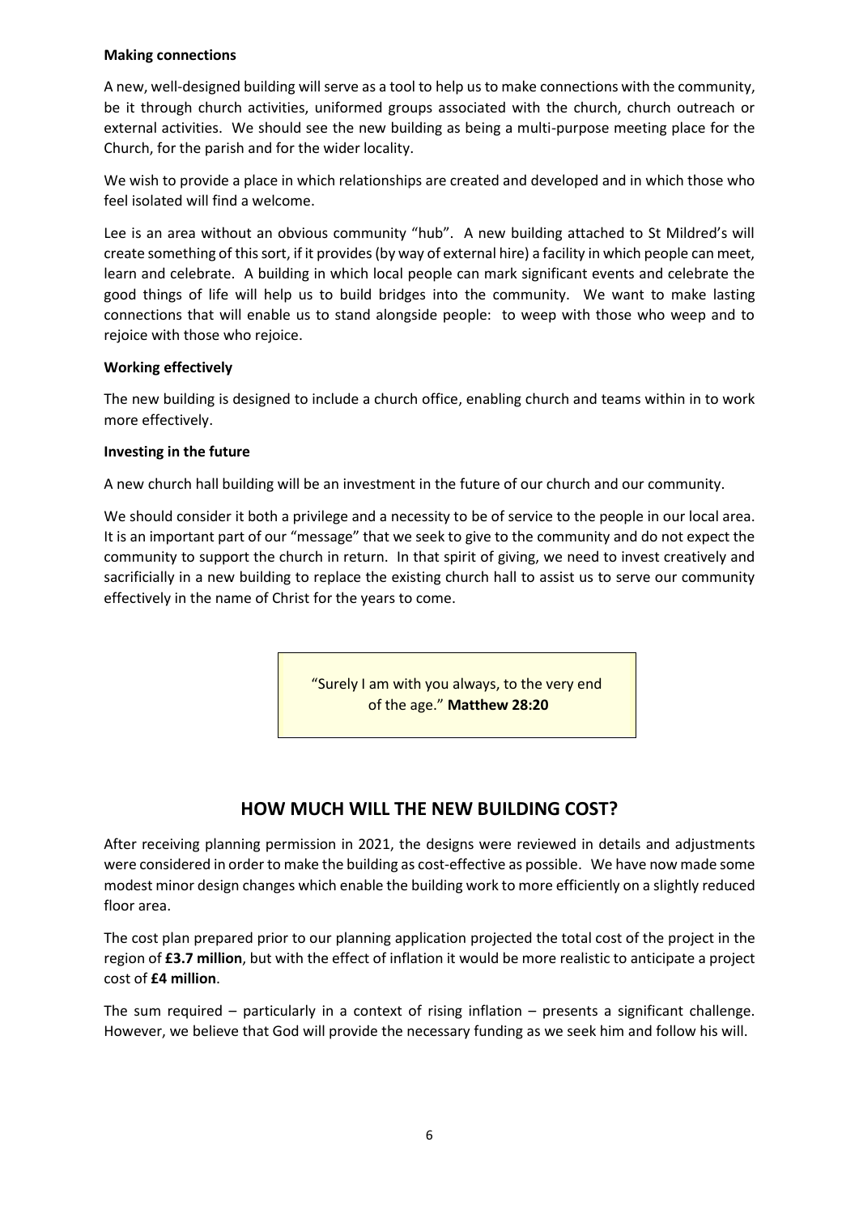**Making connections**

A new, well-designed building will serve as a tool to help us to make connections with the community, be it through church activities, uniformed groups associated with the church, church outreach or external activities. We should see the new building as being a multi-purpose meeting place for the Church, for the parish and for the wider locality.

We wish to provide a place in which relationships are created and developed and in which those who feel isolated will find a welcome.

Lee is an area without an obvious community "hub". A new building attached to St Mildred's will create something of this sort, if it provides (by way of external hire) a facility in which people can meet, learn and celebrate. A building in which local people can mark significant events and celebrate the good things of life will help us to build bridges into the community. We want to make lasting connections that will enable us to stand alongside people: to weep with those who weep and to rejoice with those who rejoice.

**Working effectively**

The new building is designed to include a church office, enabling church and teams within in to work more effectively.

**Investing in the future**

A new church hall building will be an investment in the future of our church and our community.

We should consider it both a privilege and a necessity to be of service to the people in our local area. It is an important part of our "message" that we seek to give to the community and do not expect the community to support the church in return. In that spirit of giving, we need to invest creatively and sacrificially in a new building to replace the existing church hall to assist us to serve our community effectively in the name of Christ for the years to come.

> "Surely I am with you always, to the very end of the age." **Matthew 28:20**

## HOW MUCH WILL THE NEW BUILDING COST?

After receiving planning permission in 2021, the designs were reviewed in details and adjustments were considered in order to make the building as cost-effective as possible. We have now made some modest minor design changes which enable the building work to more efficiently on a slightly reduced floor area.

The cost plan prepared prior to our planning application projected the total cost of the project in the region of **£3.7 million**, but with the effect of inflation it would be more realistic to anticipate a project cost of **£4 million**.

The sum required – particularly in a context of rising inflation – presents a significant challenge. However, we believe that God will provide the necessary funding as we seek him and follow his will.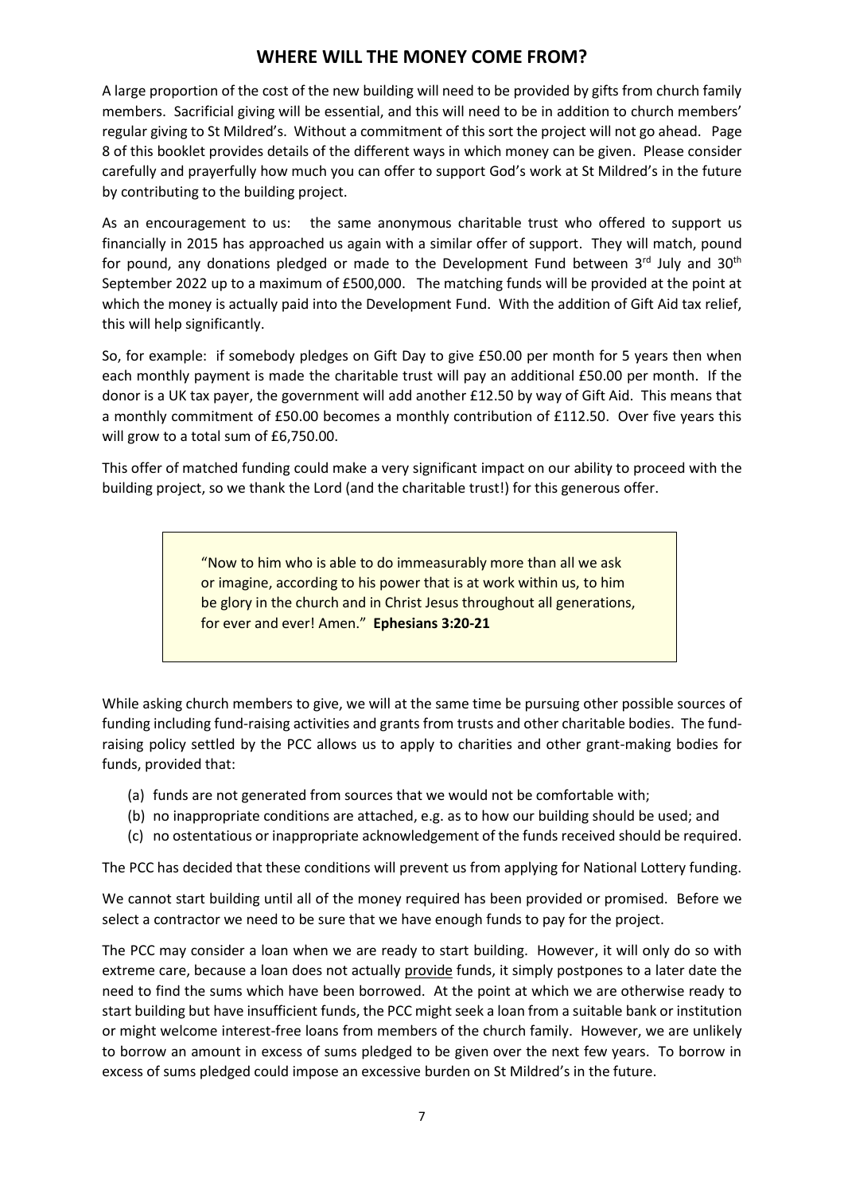## WHERE WILL THE MONEY COME FROM?

A large proportion of the cost of the new building will need to be provided by gifts from church family members. Sacrificial giving will be essential, and this will need to be in addition to church members' regular giving to St Mildred's. Without a commitment of this sort the project will not go ahead. Page 8 of this booklet provides details of the different ways in which money can be given. Please consider carefully and prayerfully how much you can offer to support God's work at St Mildred's in the future by contributing to the building project.

As an encouragement to us: the same anonymous charitable trust who offered to support us financially in 2015 has approached us again with a similar offer of support. They will match, pound for pound, any donations pledged or made to the Development Fund between 3rd July and 30th September 2022 up to a maximum of £500,000. The matching funds will be provided at the point at which the money is actually paid into the Development Fund. With the addition of Gift Aid tax relief, this will help significantly.

So, for example: if somebody pledges on Gift Day to give £50.00 per month for 5 years then when each monthly payment is made the charitable trust will pay an additional £50.00 per month. If the donor is a UK tax payer, the government will add another £12.50 by way of Gift Aid. This means that a monthly commitment of £50.00 becomes a monthly contribution of £112.50. Over five years this will grow to a total sum of £6,750.00.

This offer of matched funding could make a very significant impact on our ability to proceed with the building project, so we thank the Lord (and the charitable trust!) for this generous offer.

> "Now to him who is able to do immeasurably more than all we ask or imagine, according to his power that is at work within us, to him be glory in the church and in Christ Jesus throughout all generations, for ever and ever! Amen." **Ephesians 3:20-21**

While asking church members to give, we will at the same time be pursuing other possible sources of funding including fund-raising activities and grants from trusts and other charitable bodies. The fund-raising policy settled by the PCC allows us to apply to charities and other grant-making bodies for funds, provided that:

(a) funds are not generated from sources that we would not be comfortable with;
(b) no inappropriate conditions are attached, e.g. as to how our building should be used; and
(c) no ostentatious or inappropriate acknowledgement of the funds received should be required.

The PCC has decided that these conditions will prevent us from applying for National Lottery funding.

We cannot start building until all of the money required has been provided or promised. Before we select a contractor we need to be sure that we have enough funds to pay for the project.

The PCC may consider a loan when we are ready to start building. However, it will only do so with extreme care, because a loan does not actually provide funds, it simply postpones to a later date the need to find the sums which have been borrowed. At the point at which we are otherwise ready to start building but have insufficient funds, the PCC might seek a loan from a suitable bank or institution or might welcome interest-free loans from members of the church family. However, we are unlikely to borrow an amount in excess of sums pledged to be given over the next few years. To borrow in excess of sums pledged could impose an excessive burden on St Mildred's in the future.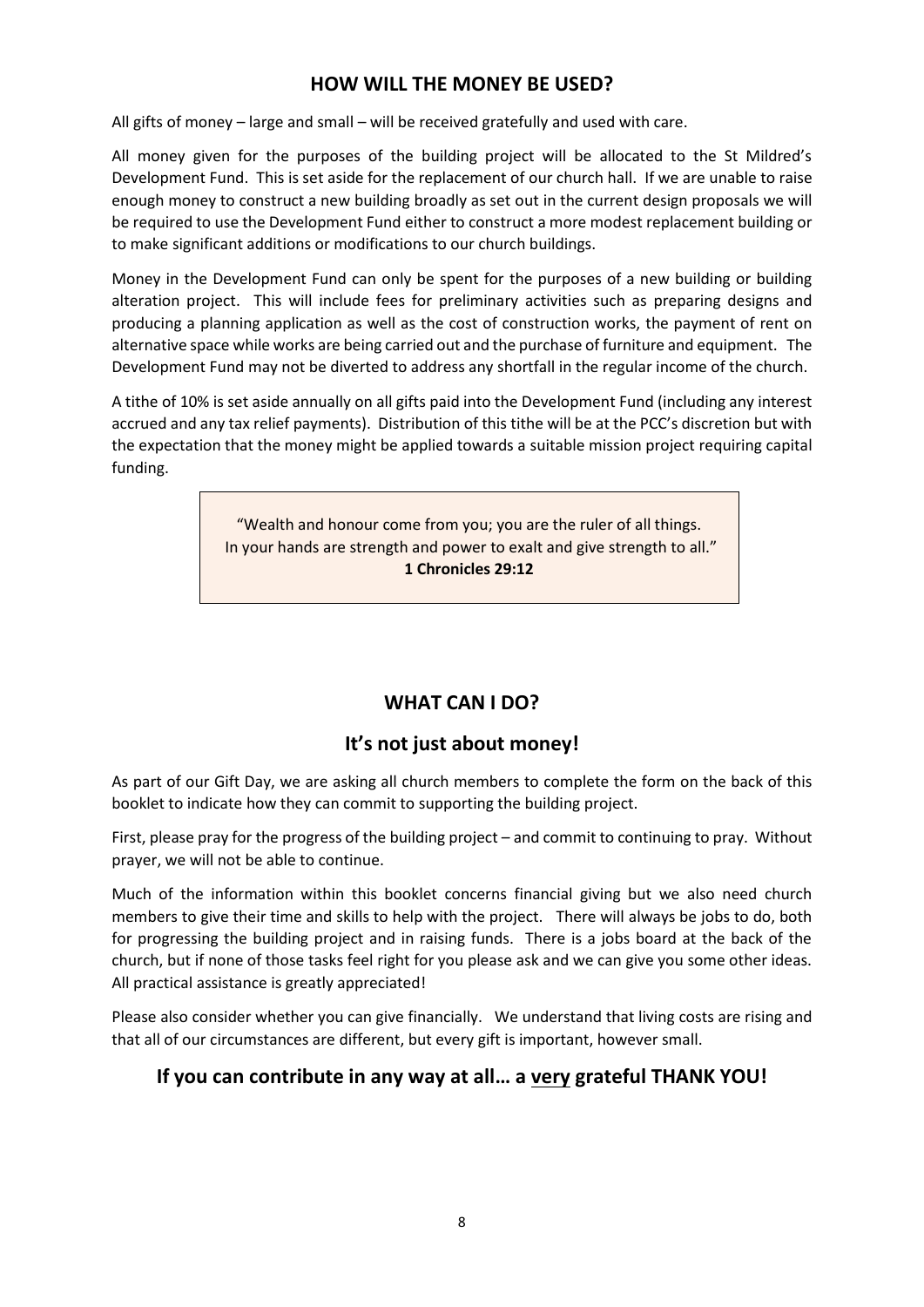## HOW WILL THE MONEY BE USED?

All gifts of money – large and small – will be received gratefully and used with care.

All money given for the purposes of the building project will be allocated to the St Mildred's Development Fund. This is set aside for the replacement of our church hall. If we are unable to raise enough money to construct a new building broadly as set out in the current design proposals we will be required to use the Development Fund either to construct a more modest replacement building or to make significant additions or modifications to our church buildings.

Money in the Development Fund can only be spent for the purposes of a new building or building alteration project. This will include fees for preliminary activities such as preparing designs and producing a planning application as well as the cost of construction works, the payment of rent on alternative space while works are being carried out and the purchase of furniture and equipment. The Development Fund may not be diverted to address any shortfall in the regular income of the church.

A tithe of 10% is set aside annually on all gifts paid into the Development Fund (including any interest accrued and any tax relief payments). Distribution of this tithe will be at the PCC's discretion but with the expectation that the money might be applied towards a suitable mission project requiring capital funding.

> "Wealth and honour come from you; you are the ruler of all things.
> In your hands are strength and power to exalt and give strength to all."
> **1 Chronicles 29:12**

## WHAT CAN I DO?

### It's not just about money!

As part of our Gift Day, we are asking all church members to complete the form on the back of this booklet to indicate how they can commit to supporting the building project.

First, please pray for the progress of the building project – and commit to continuing to pray. Without prayer, we will not be able to continue.

Much of the information within this booklet concerns financial giving but we also need church members to give their time and skills to help with the project. There will always be jobs to do, both for progressing the building project and in raising funds. There is a jobs board at the back of the church, but if none of those tasks feel right for you please ask and we can give you some other ideas. All practical assistance is greatly appreciated!

Please also consider whether you can give financially. We understand that living costs are rising and that all of our circumstances are different, but every gift is important, however small.

### If you can contribute in any way at all… a <u>very</u> grateful THANK YOU!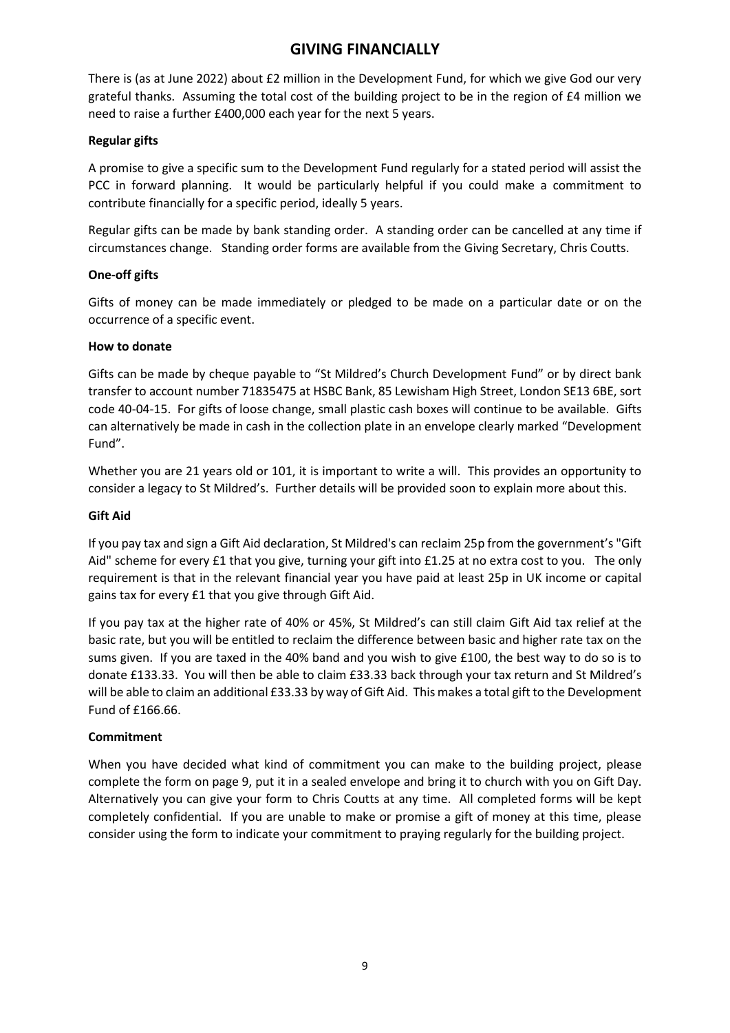# GIVING FINANCIALLY

There is (as at June 2022) about £2 million in the Development Fund, for which we give God our very grateful thanks. Assuming the total cost of the building project to be in the region of £4 million we need to raise a further £400,000 each year for the next 5 years.

**Regular gifts**

A promise to give a specific sum to the Development Fund regularly for a stated period will assist the PCC in forward planning. It would be particularly helpful if you could make a commitment to contribute financially for a specific period, ideally 5 years.

Regular gifts can be made by bank standing order. A standing order can be cancelled at any time if circumstances change. Standing order forms are available from the Giving Secretary, Chris Coutts.

**One-off gifts**

Gifts of money can be made immediately or pledged to be made on a particular date or on the occurrence of a specific event.

**How to donate**

Gifts can be made by cheque payable to "St Mildred's Church Development Fund" or by direct bank transfer to account number 71835475 at HSBC Bank, 85 Lewisham High Street, London SE13 6BE, sort code 40-04-15. For gifts of loose change, small plastic cash boxes will continue to be available. Gifts can alternatively be made in cash in the collection plate in an envelope clearly marked "Development Fund".

Whether you are 21 years old or 101, it is important to write a will. This provides an opportunity to consider a legacy to St Mildred's. Further details will be provided soon to explain more about this.

**Gift Aid**

If you pay tax and sign a Gift Aid declaration, St Mildred's can reclaim 25p from the government's "Gift Aid" scheme for every £1 that you give, turning your gift into £1.25 at no extra cost to you. The only requirement is that in the relevant financial year you have paid at least 25p in UK income or capital gains tax for every £1 that you give through Gift Aid.

If you pay tax at the higher rate of 40% or 45%, St Mildred's can still claim Gift Aid tax relief at the basic rate, but you will be entitled to reclaim the difference between basic and higher rate tax on the sums given. If you are taxed in the 40% band and you wish to give £100, the best way to do so is to donate £133.33. You will then be able to claim £33.33 back through your tax return and St Mildred's will be able to claim an additional £33.33 by way of Gift Aid. This makes a total gift to the Development Fund of £166.66.

**Commitment**

When you have decided what kind of commitment you can make to the building project, please complete the form on page 9, put it in a sealed envelope and bring it to church with you on Gift Day. Alternatively you can give your form to Chris Coutts at any time. All completed forms will be kept completely confidential. If you are unable to make or promise a gift of money at this time, please consider using the form to indicate your commitment to praying regularly for the building project.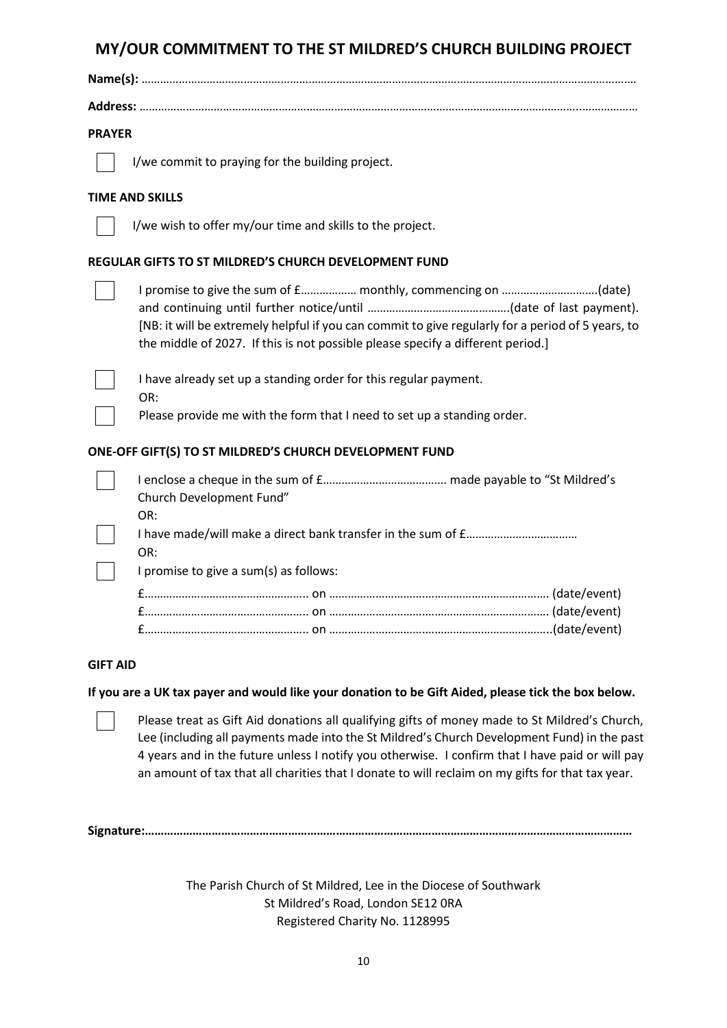# MY/OUR COMMITMENT TO THE ST MILDRED'S CHURCH BUILDING PROJECT

**Name(s):** ……………………………………………………………………………………………………………………………………

**Address:** ……………………………………………………………………………………………………………………………………

**PRAYER**

☐ I/we commit to praying for the building project.

**TIME AND SKILLS**

☐ I/we wish to offer my/our time and skills to the project.

**REGULAR GIFTS TO ST MILDRED'S CHURCH DEVELOPMENT FUND**

☐ I promise to give the sum of £……………… monthly, commencing on …………………………(date) and continuing until further notice/until ……………………………………….(date of last payment). [NB: it will be extremely helpful if you can commit to give regularly for a period of 5 years, to the middle of 2027. If this is not possible please specify a different period.]

☐ I have already set up a standing order for this regular payment.
OR:
☐ Please provide me with the form that I need to set up a standing order.

**ONE-OFF GIFT(S) TO ST MILDRED'S CHURCH DEVELOPMENT FUND**

☐ I enclose a cheque in the sum of £………………………………… made payable to "St Mildred's Church Development Fund"
OR:
☐ I have made/will make a direct bank transfer in the sum of £………………………………
OR:
☐ I promise to give a sum(s) as follows:

£…………………………………………….. on ……………………………………………………………. (date/event)
£…………………………………………….. on ……………………………………………………………. (date/event)
£…………………………………………….. on ……………………………………………………………..(date/event)

**GIFT AID**

**If you are a UK tax payer and would like your donation to be Gift Aided, please tick the box below.**

☐ Please treat as Gift Aid donations all qualifying gifts of money made to St Mildred's Church, Lee (including all payments made into the St Mildred's Church Development Fund) in the past 4 years and in the future unless I notify you otherwise. I confirm that I have paid or will pay an amount of tax that all charities that I donate to will reclaim on my gifts for that tax year.

**Signature:……………………………………………………………………………………………………………………………………**

The Parish Church of St Mildred, Lee in the Diocese of Southwark
St Mildred's Road, London SE12 0RA
Registered Charity No. 1128995